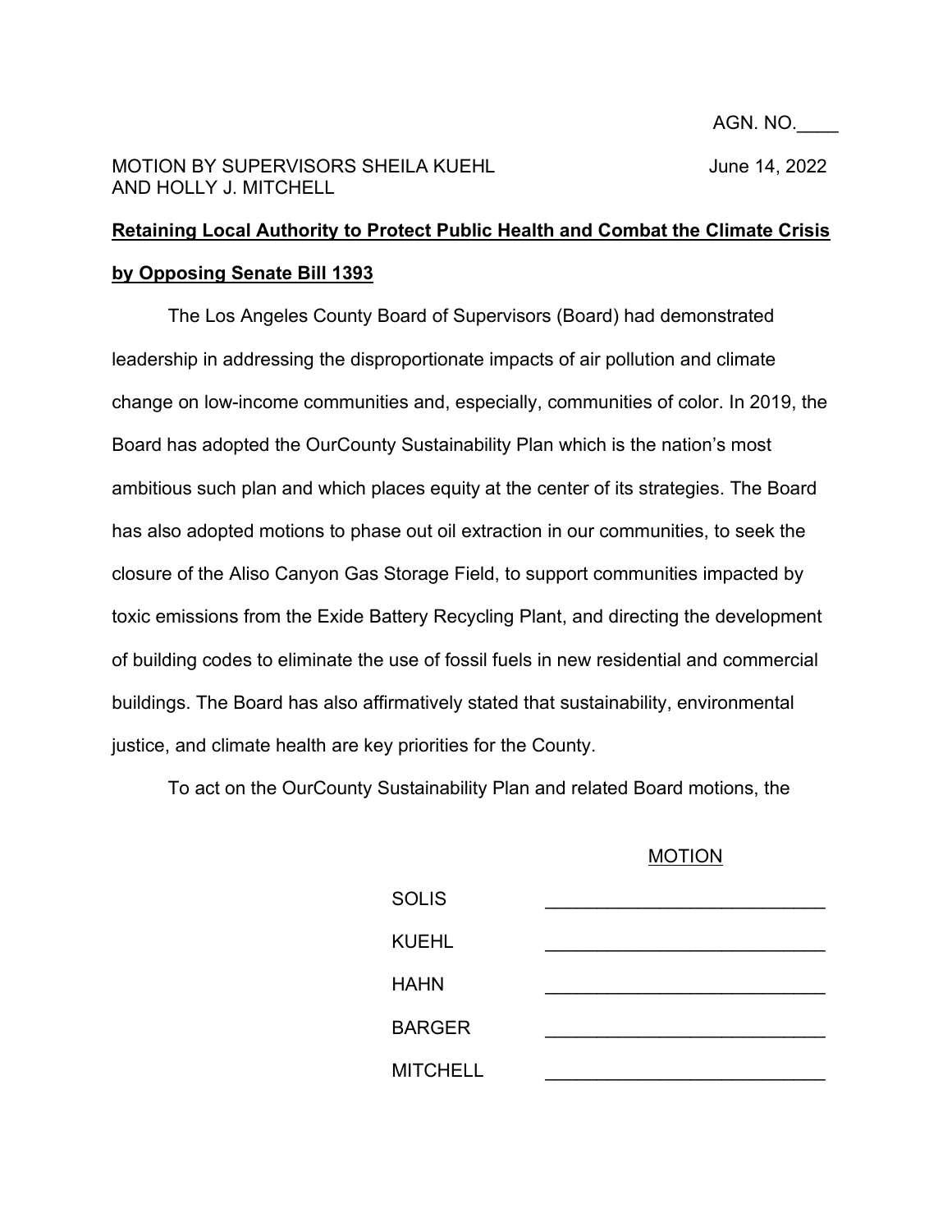AGN. NO.____

MOTION BY SUPERVISORS SHEILA KUEHL AND HOLLY J. MITCHELL

June 14, 2022

**<u>Retaining Local Authority to Protect Public Health and Combat the Climate Crisis by Opposing Senate Bill 1393</u>**

The Los Angeles County Board of Supervisors (Board) had demonstrated leadership in addressing the disproportionate impacts of air pollution and climate change on low-income communities and, especially, communities of color. In 2019, the Board has adopted the OurCounty Sustainability Plan which is the nation's most ambitious such plan and which places equity at the center of its strategies. The Board has also adopted motions to phase out oil extraction in our communities, to seek the closure of the Aliso Canyon Gas Storage Field, to support communities impacted by toxic emissions from the Exide Battery Recycling Plant, and directing the development of building codes to eliminate the use of fossil fuels in new residential and commercial buildings. The Board has also affirmatively stated that sustainability, environmental justice, and climate health are key priorities for the County.

To act on the OurCounty Sustainability Plan and related Board motions, the

<u>MOTION</u>

| | |
|---|---|
| SOLIS | _______________________ |
| KUEHL | _______________________ |
| HAHN | _______________________ |
| BARGER | _______________________ |
| MITCHELL | _______________________ |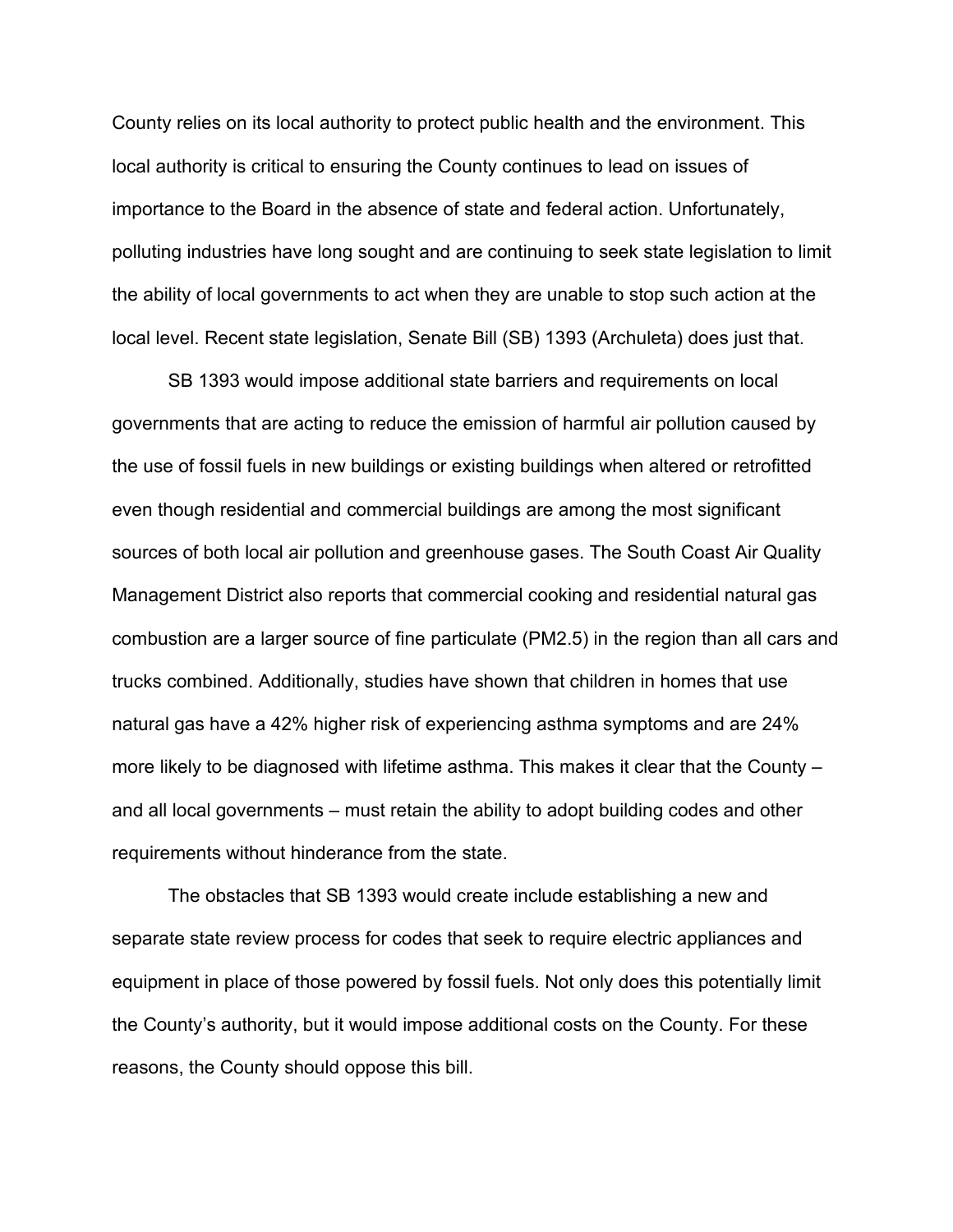County relies on its local authority to protect public health and the environment. This local authority is critical to ensuring the County continues to lead on issues of importance to the Board in the absence of state and federal action. Unfortunately, polluting industries have long sought and are continuing to seek state legislation to limit the ability of local governments to act when they are unable to stop such action at the local level. Recent state legislation, Senate Bill (SB) 1393 (Archuleta) does just that.

SB 1393 would impose additional state barriers and requirements on local governments that are acting to reduce the emission of harmful air pollution caused by the use of fossil fuels in new buildings or existing buildings when altered or retrofitted even though residential and commercial buildings are among the most significant sources of both local air pollution and greenhouse gases. The South Coast Air Quality Management District also reports that commercial cooking and residential natural gas combustion are a larger source of fine particulate (PM2.5) in the region than all cars and trucks combined. Additionally, studies have shown that children in homes that use natural gas have a 42% higher risk of experiencing asthma symptoms and are 24% more likely to be diagnosed with lifetime asthma. This makes it clear that the County – and all local governments – must retain the ability to adopt building codes and other requirements without hinderance from the state.

The obstacles that SB 1393 would create include establishing a new and separate state review process for codes that seek to require electric appliances and equipment in place of those powered by fossil fuels. Not only does this potentially limit the County's authority, but it would impose additional costs on the County. For these reasons, the County should oppose this bill.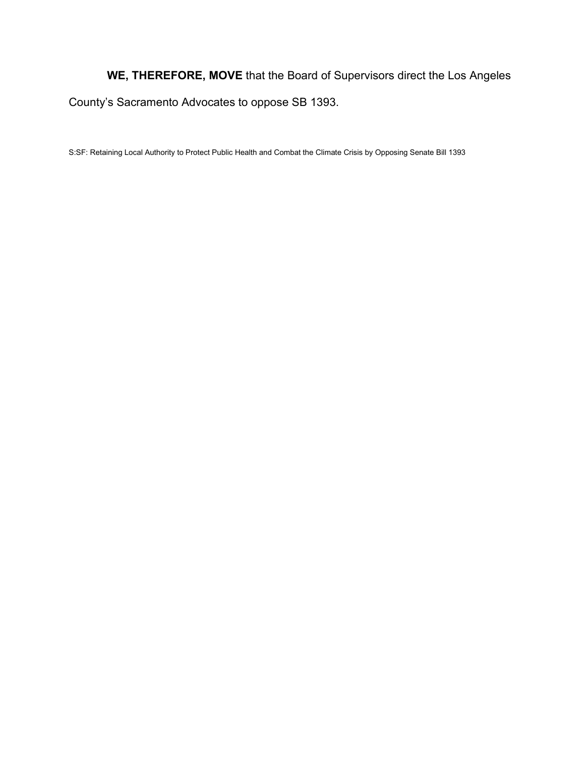**WE, THEREFORE, MOVE** that the Board of Supervisors direct the Los Angeles County's Sacramento Advocates to oppose SB 1393.

S:SF: Retaining Local Authority to Protect Public Health and Combat the Climate Crisis by Opposing Senate Bill 1393